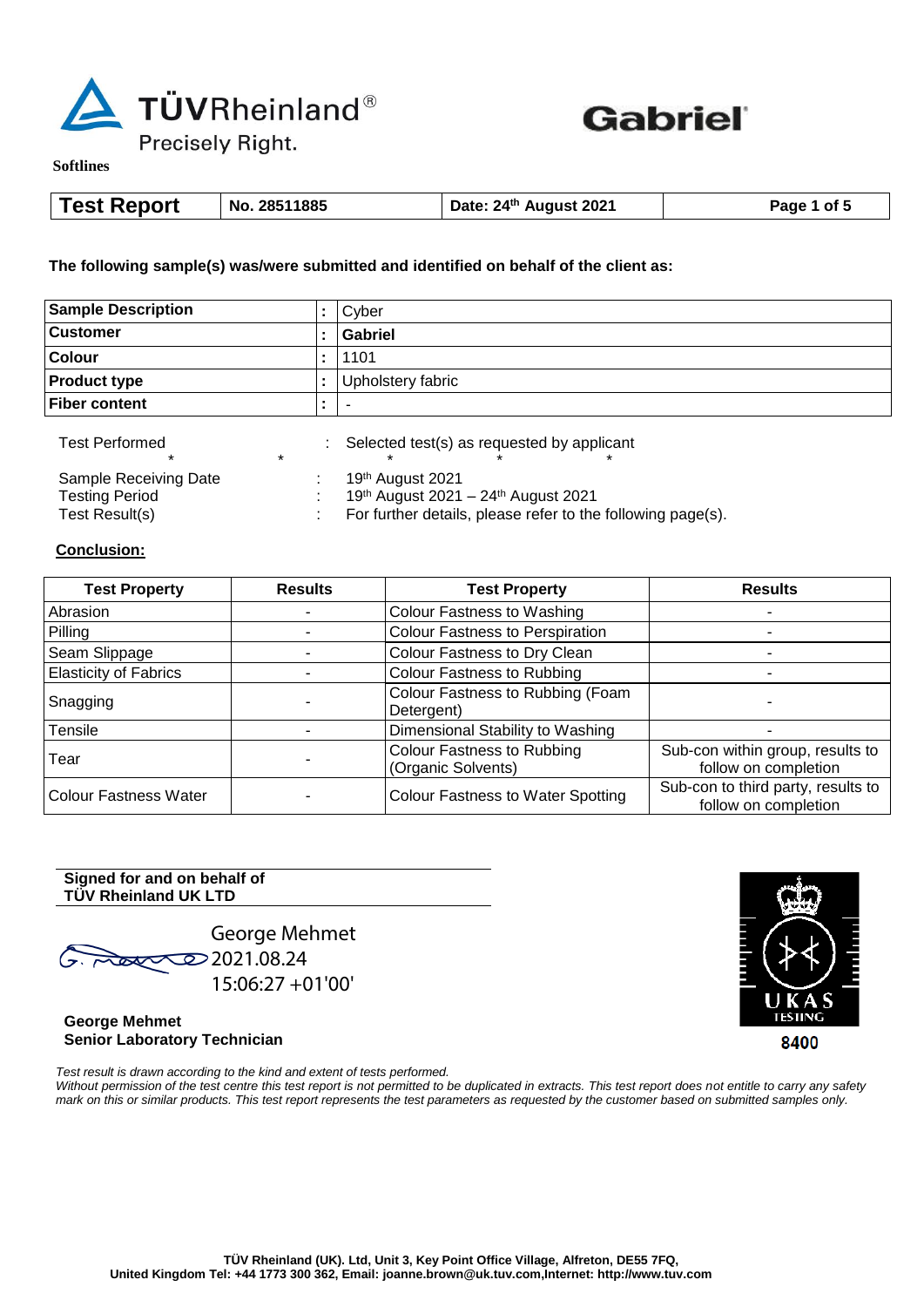TÜVRheinland®
Precisely Right.

Gabriel

**Softlines**

| **Test Report** | **No. 28511885** | **Date: 24th August 2021** | **Page 1 of 5** |
|---|---|---|---|

**The following sample(s) was/were submitted and identified on behalf of the client as:**

| **Sample Description** | **:** | Cyber |
|---|---|---|
| **Customer** | **:** | **Gabriel** |
| **Colour** | **:** | 1101 |
| **Product type** | **:** | Upholstery fabric |
| **Fiber content** | **:** | - |

Test Performed : Selected test(s) as requested by applicant

\* \* \* \* \*

Sample Receiving Date : 19th August 2021
Testing Period : 19th August 2021 – 24th August 2021
Test Result(s) : For further details, please refer to the following page(s).

**Conclusion:**

| Test Property | Results | Test Property | Results |
|---|---|---|---|
| Abrasion | - | Colour Fastness to Washing | - |
| Pilling | - | Colour Fastness to Perspiration | - |
| Seam Slippage | - | Colour Fastness to Dry Clean | - |
| Elasticity of Fabrics | - | Colour Fastness to Rubbing | - |
| Snagging | - | Colour Fastness to Rubbing (Foam Detergent) | - |
| Tensile | - | Dimensional Stability to Washing | - |
| Tear | - | Colour Fastness to Rubbing (Organic Solvents) | Sub-con within group, results to follow on completion |
| Colour Fastness Water | - | Colour Fastness to Water Spotting | Sub-con to third party, results to follow on completion |

**Signed for and on behalf of**
**TÜV Rheinland UK LTD**

George Mehmet
2021.08.24
15:06:27 +01'00'

**George Mehmet**
**Senior Laboratory Technician**

UKAS TESTING
8400

*Test result is drawn according to the kind and extent of tests performed.*
*Without permission of the test centre this test report is not permitted to be duplicated in extracts. This test report does not entitle to carry any safety mark on this or similar products. This test report represents the test parameters as requested by the customer based on submitted samples only.*

**TÜV Rheinland (UK). Ltd, Unit 3, Key Point Office Village, Alfreton, DE55 7FQ,**
**United Kingdom Tel: +44 1773 300 362, Email: joanne.brown@uk.tuv.com,Internet: http://www.tuv.com**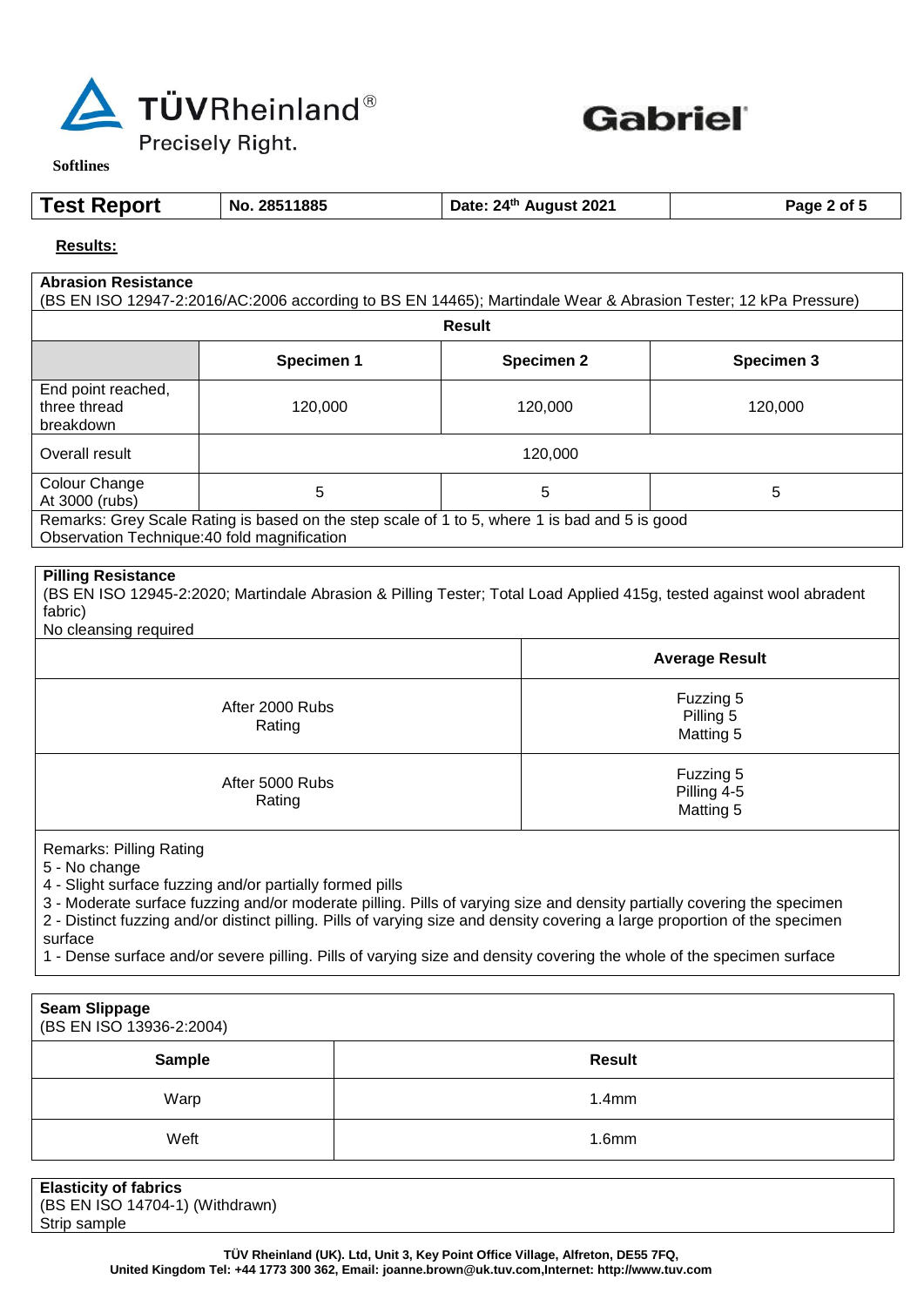**Results:**

**Abrasion Resistance**
(BS EN ISO 12947-2:2016/AC:2006 according to BS EN 14465); Martindale Wear & Abrasion Tester; 12 kPa Pressure)

| Result | | | |
|---|---|---|---|
| | **Specimen 1** | **Specimen 2** | **Specimen 3** |
| End point reached, three thread breakdown | 120,000 | 120,000 | 120,000 |
| Overall result | 120,000 | | |
| Colour Change At 3000 (rubs) | 5 | 5 | 5 |

Remarks: Grey Scale Rating is based on the step scale of 1 to 5, where 1 is bad and 5 is good
Observation Technique:40 fold magnification

**Pilling Resistance**
(BS EN ISO 12945-2:2020; Martindale Abrasion & Pilling Tester; Total Load Applied 415g, tested against wool abradent fabric)
No cleansing required

| | **Average Result** |
|---|---|
| After 2000 Rubs Rating | Fuzzing 5<br>Pilling 5<br>Matting 5 |
| After 5000 Rubs Rating | Fuzzing 5<br>Pilling 4-5<br>Matting 5 |

Remarks: Pilling Rating
5 - No change
4 - Slight surface fuzzing and/or partially formed pills
3 - Moderate surface fuzzing and/or moderate pilling. Pills of varying size and density partially covering the specimen
2 - Distinct fuzzing and/or distinct pilling. Pills of varying size and density covering a large proportion of the specimen surface
1 - Dense surface and/or severe pilling. Pills of varying size and density covering the whole of the specimen surface

**Seam Slippage**
(BS EN ISO 13936-2:2004)

| Sample | Result |
|---|---|
| Warp | 1.4mm |
| Weft | 1.6mm |

**Elasticity of fabrics**
(BS EN ISO 14704-1) (Withdrawn)
Strip sample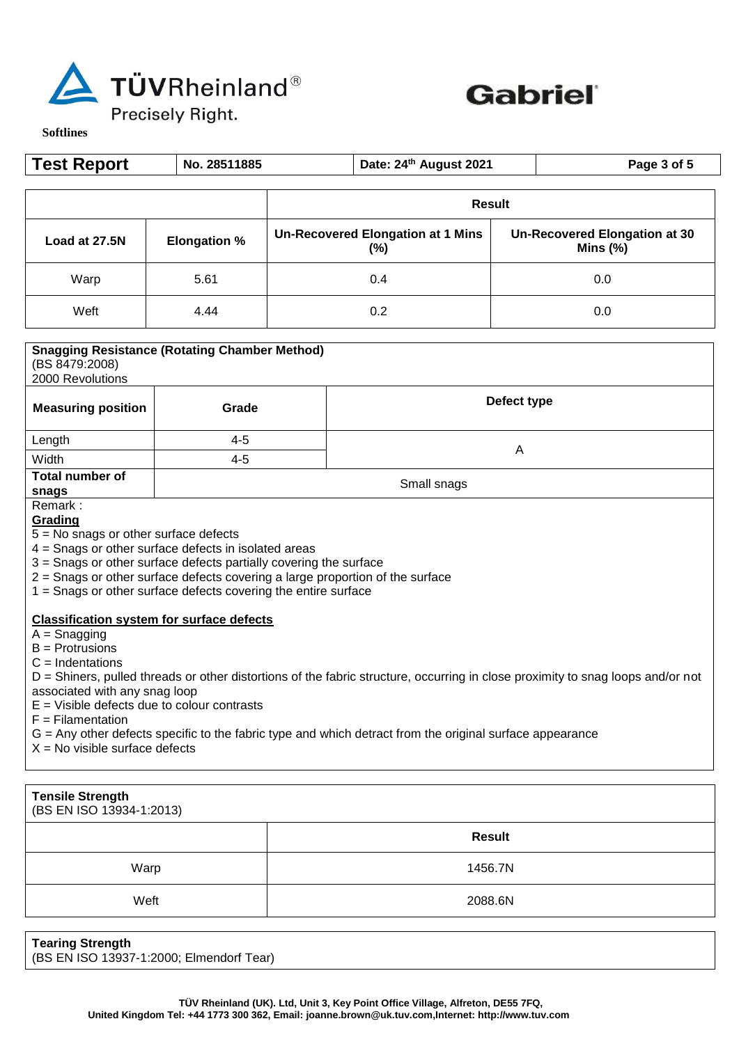|  |  | Result |  |
|---|---|---|---|
| Load at 27.5N | Elongation % | Un-Recovered Elongation at 1 Mins (%) | Un-Recovered Elongation at 30 Mins (%) |
| Warp | 5.61 | 0.4 | 0.0 |
| Weft | 4.44 | 0.2 | 0.0 |

**Snagging Resistance (Rotating Chamber Method)**
(BS 8479:2008)
2000 Revolutions

| Measuring position | Grade | Defect type |
|---|---|---|
| Length | 4-5 | A |
| Width | 4-5 | |
| **Total number of snags** | Small snags | |

Remark :

**Grading**

5 = No snags or other surface defects
4 = Snags or other surface defects in isolated areas
3 = Snags or other surface defects partially covering the surface
2 = Snags or other surface defects covering a large proportion of the surface
1 = Snags or other surface defects covering the entire surface

**Classification system for surface defects**

A = Snagging
B = Protrusions
C = Indentations
D = Shiners, pulled threads or other distortions of the fabric structure, occurring in close proximity to snag loops and/or not associated with any snag loop
E = Visible defects due to colour contrasts
F = Filamentation
G = Any other defects specific to the fabric type and which detract from the original surface appearance
X = No visible surface defects

**Tensile Strength**
(BS EN ISO 13934-1:2013)

|  | Result |
|---|---|
| Warp | 1456.7N |
| Weft | 2088.6N |

**Tearing Strength**
(BS EN ISO 13937-1:2000; Elmendorf Tear)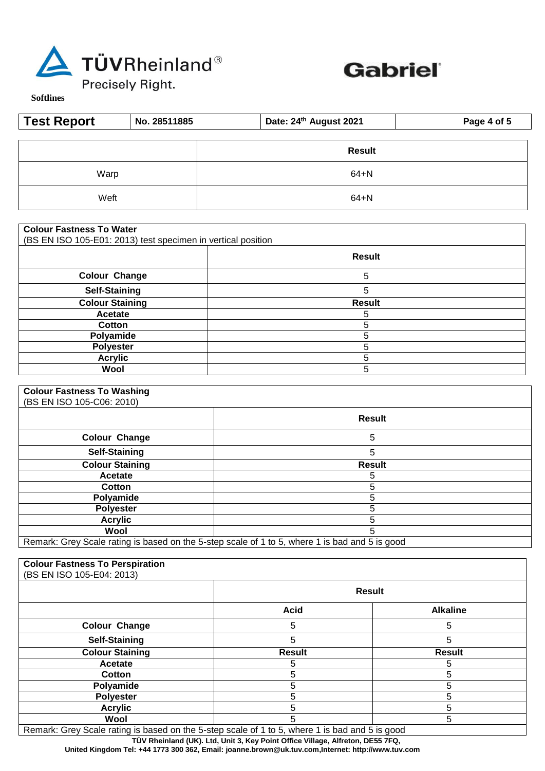| | Result |
|---|---|
| Warp | 64+N |
| Weft | 64+N |

**Colour Fastness To Water**
(BS EN ISO 105-E01: 2013) test specimen in vertical position

| | Result |
|---|---|
| **Colour Change** | 5 |
| **Self-Staining** | 5 |
| **Colour Staining** | **Result** |
| **Acetate** | 5 |
| **Cotton** | 5 |
| **Polyamide** | 5 |
| **Polyester** | 5 |
| **Acrylic** | 5 |
| **Wool** | 5 |

**Colour Fastness To Washing**
(BS EN ISO 105-C06: 2010)

| | Result |
|---|---|
| **Colour Change** | 5 |
| **Self-Staining** | 5 |
| **Colour Staining** | **Result** |
| **Acetate** | 5 |
| **Cotton** | 5 |
| **Polyamide** | 5 |
| **Polyester** | 5 |
| **Acrylic** | 5 |
| **Wool** | 5 |

Remark: Grey Scale rating is based on the 5-step scale of 1 to 5, where 1 is bad and 5 is good

**Colour Fastness To Perspiration**
(BS EN ISO 105-E04: 2013)

| | Result | |
|---|---|---|
| | **Acid** | **Alkaline** |
| **Colour Change** | 5 | 5 |
| **Self-Staining** | 5 | 5 |
| **Colour Staining** | **Result** | **Result** |
| **Acetate** | 5 | 5 |
| **Cotton** | 5 | 5 |
| **Polyamide** | 5 | 5 |
| **Polyester** | 5 | 5 |
| **Acrylic** | 5 | 5 |
| **Wool** | 5 | 5 |

Remark: Grey Scale rating is based on the 5-step scale of 1 to 5, where 1 is bad and 5 is good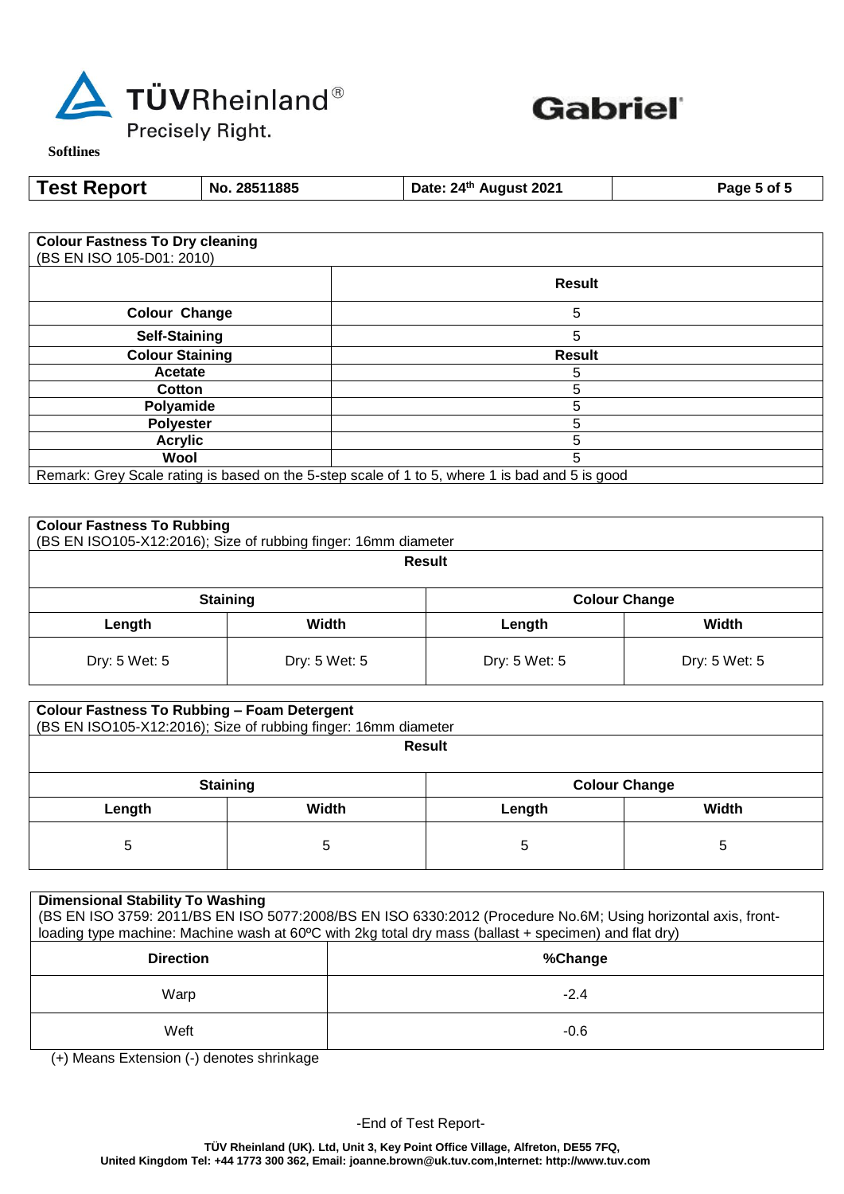Softlines

| Test Report | No. 28511885 | Date: 24th August 2021 | Page 5 of 5 |
| --- | --- | --- | --- |

**Colour Fastness To Dry cleaning**
(BS EN ISO 105-D01: 2010)

| | Result |
| --- | --- |
| **Colour Change** | 5 |
| **Self-Staining** | 5 |
| **Colour Staining** | **Result** |
| **Acetate** | 5 |
| **Cotton** | 5 |
| **Polyamide** | 5 |
| **Polyester** | 5 |
| **Acrylic** | 5 |
| **Wool** | 5 |

Remark: Grey Scale rating is based on the 5-step scale of 1 to 5, where 1 is bad and 5 is good

**Colour Fastness To Rubbing**
(BS EN ISO105-X12:2016); Size of rubbing finger: 16mm diameter

| Result | | | |
| --- | --- | --- | --- |
| **Staining** | | **Colour Change** | |
| **Length** | **Width** | **Length** | **Width** |
| Dry: 5 Wet: 5 | Dry: 5 Wet: 5 | Dry: 5 Wet: 5 | Dry: 5 Wet: 5 |

**Colour Fastness To Rubbing – Foam Detergent**
(BS EN ISO105-X12:2016); Size of rubbing finger: 16mm diameter

| Result | | | |
| --- | --- | --- | --- |
| **Staining** | | **Colour Change** | |
| **Length** | **Width** | **Length** | **Width** |
| 5 | 5 | 5 | 5 |

**Dimensional Stability To Washing**
(BS EN ISO 3759: 2011/BS EN ISO 5077:2008/BS EN ISO 6330:2012 (Procedure No.6M; Using horizontal axis, front-loading type machine: Machine wash at 60ºC with 2kg total dry mass (ballast + specimen) and flat dry)

| Direction | %Change |
| --- | --- |
| Warp | -2.4 |
| Weft | -0.6 |

(+) Means Extension (-) denotes shrinkage

-End of Test Report-

**TÜV Rheinland (UK). Ltd, Unit 3, Key Point Office Village, Alfreton, DE55 7FQ, United Kingdom Tel: +44 1773 300 362, Email: joanne.brown@uk.tuv.com,Internet: http://www.tuv.com**